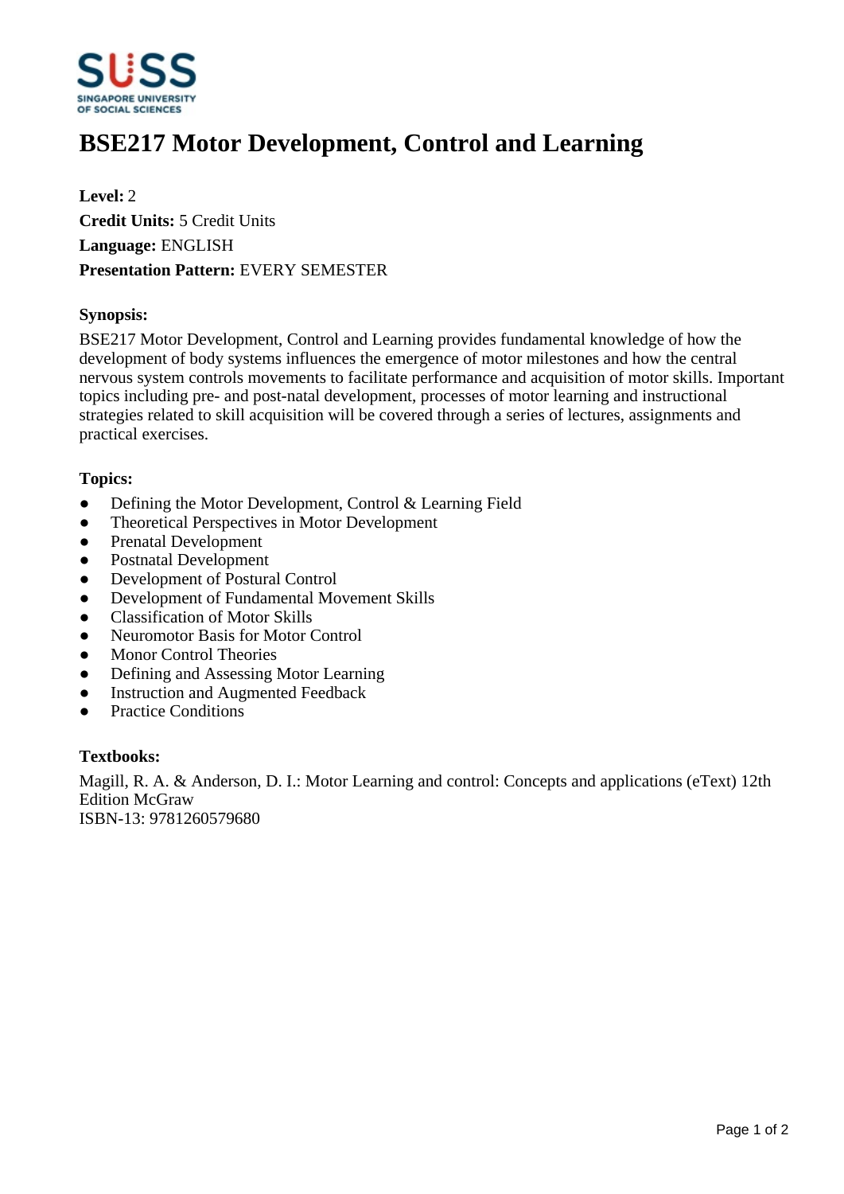# BSE217 Motor Development, Control and Learning

**Level:** 2
**Credit Units:** 5 Credit Units
**Language:** ENGLISH
**Presentation Pattern:** EVERY SEMESTER

### Synopsis:

BSE217 Motor Development, Control and Learning provides fundamental knowledge of how the development of body systems influences the emergence of motor milestones and how the central nervous system controls movements to facilitate performance and acquisition of motor skills. Important topics including pre- and post-natal development, processes of motor learning and instructional strategies related to skill acquisition will be covered through a series of lectures, assignments and practical exercises.

### Topics:

- Defining the Motor Development, Control & Learning Field
- Theoretical Perspectives in Motor Development
- Prenatal Development
- Postnatal Development
- Development of Postural Control
- Development of Fundamental Movement Skills
- Classification of Motor Skills
- Neuromotor Basis for Motor Control
- Monor Control Theories
- Defining and Assessing Motor Learning
- Instruction and Augmented Feedback
- Practice Conditions

### Textbooks:

Magill, R. A. & Anderson, D. I.: Motor Learning and control: Concepts and applications (eText) 12th Edition McGraw
ISBN-13: 9781260579680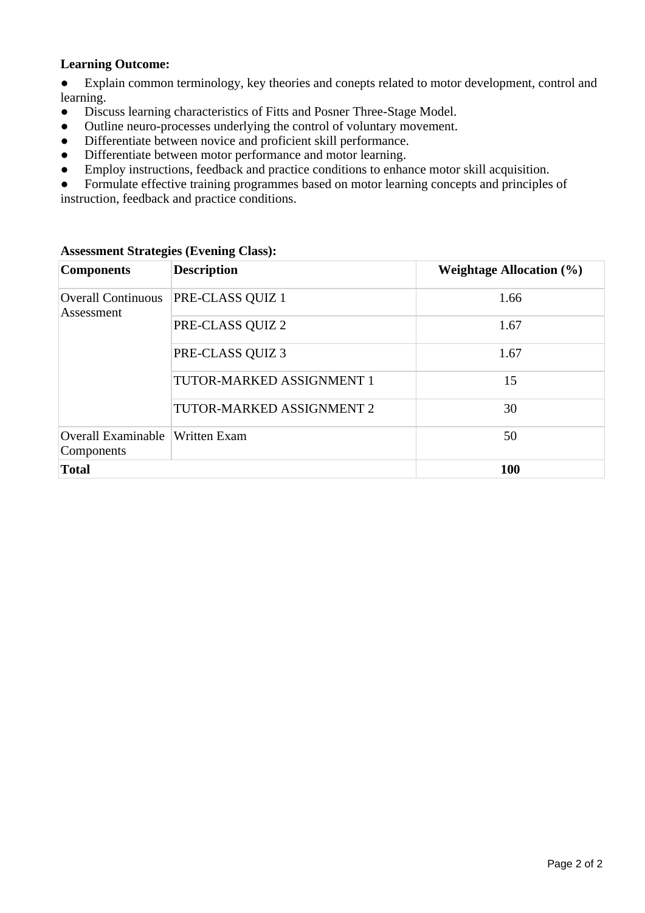**Learning Outcome:**

- Explain common terminology, key theories and conepts related to motor development, control and learning.
- Discuss learning characteristics of Fitts and Posner Three-Stage Model.
- Outline neuro-processes underlying the control of voluntary movement.
- Differentiate between novice and proficient skill performance.
- Differentiate between motor performance and motor learning.
- Employ instructions, feedback and practice conditions to enhance motor skill acquisition.
- Formulate effective training programmes based on motor learning concepts and principles of instruction, feedback and practice conditions.

**Assessment Strategies (Evening Class):**

| Components | Description | Weightage Allocation (%) |
|---|---|---|
| Overall Continuous Assessment | PRE-CLASS QUIZ 1 | 1.66 |
| | PRE-CLASS QUIZ 2 | 1.67 |
| | PRE-CLASS QUIZ 3 | 1.67 |
| | TUTOR-MARKED ASSIGNMENT 1 | 15 |
| | TUTOR-MARKED ASSIGNMENT 2 | 30 |
| Overall Examinable Components | Written Exam | 50 |
| **Total** | | **100** |